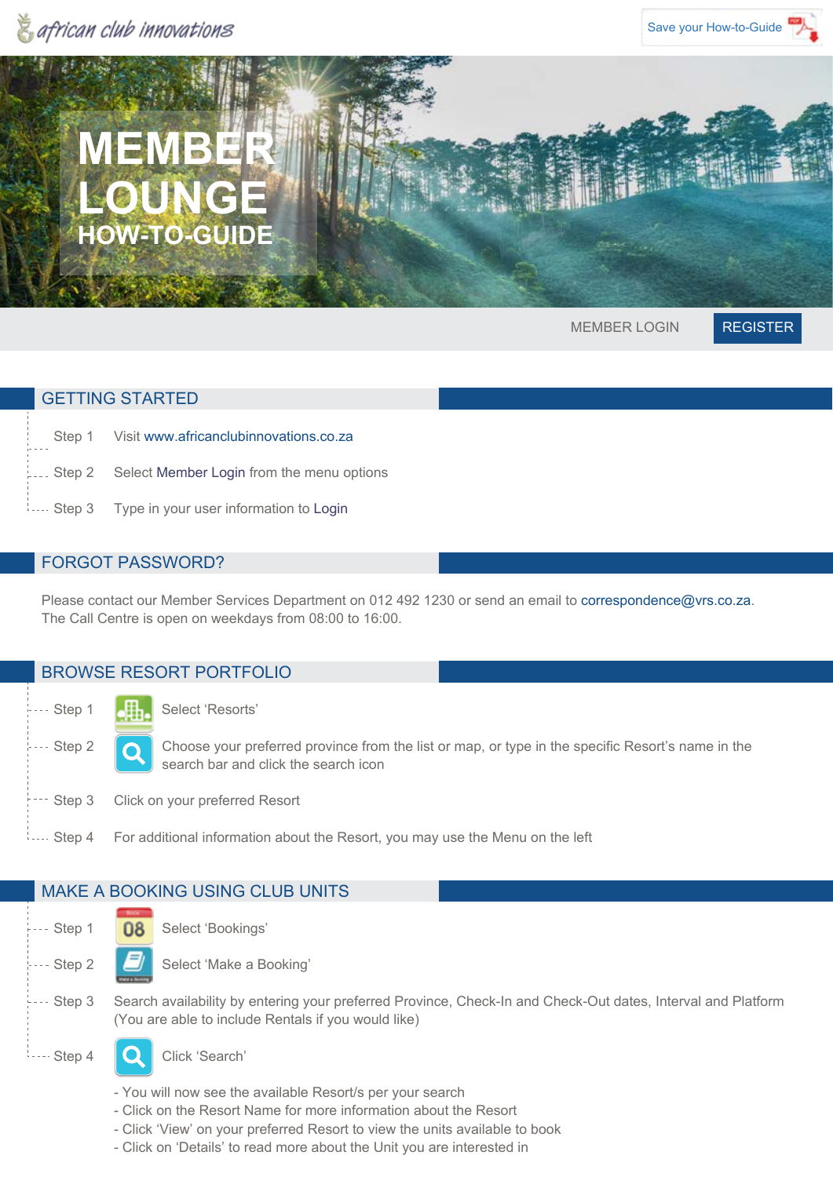african club innovations

Save your How-to-Guide

# MEMBER LOUNGE

## HOW-TO-GUIDE

MEMBER LOGIN    REGISTER

## GETTING STARTED

Step 1 Visit www.africanclubinnovations.co.za

Step 2 Select Member Login from the menu options

Step 3 Type in your user information to Login

## FORGOT PASSWORD?

Please contact our Member Services Department on 012 492 1230 or send an email to correspondence@vrs.co.za.
The Call Centre is open on weekdays from 08:00 to 16:00.

## BROWSE RESORT PORTFOLIO

Step 1 Select 'Resorts'

Step 2 Choose your preferred province from the list or map, or type in the specific Resort's name in the search bar and click the search icon

Step 3 Click on your preferred Resort

Step 4 For additional information about the Resort, you may use the Menu on the left

## MAKE A BOOKING USING CLUB UNITS

Step 1 Select 'Bookings'

Step 2 Select 'Make a Booking'

Step 3 Search availability by entering your preferred Province, Check-In and Check-Out dates, Interval and Platform (You are able to include Rentals if you would like)

Step 4 Click 'Search'

- You will now see the available Resort/s per your search
- Click on the Resort Name for more information about the Resort
- Click 'View' on your preferred Resort to view the units available to book
- Click on 'Details' to read more about the Unit you are interested in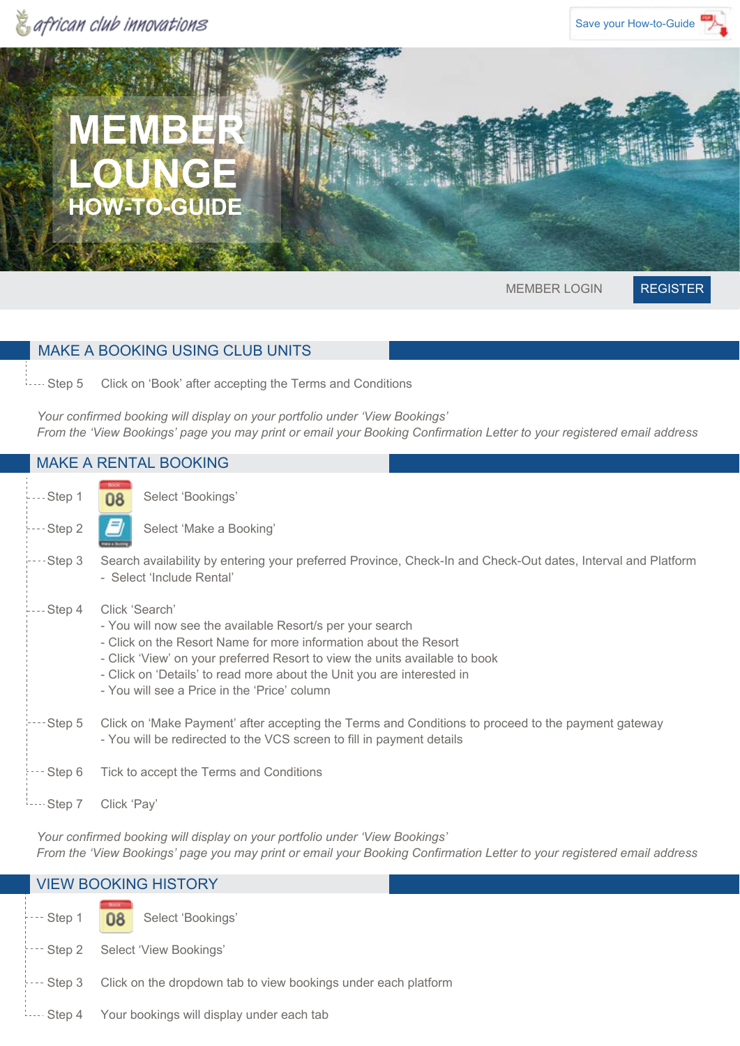# MEMBER LOUNGE HOW-TO-GUIDE

MEMBER LOGIN | REGISTER

## MAKE A BOOKING USING CLUB UNITS

Step 5 Click on 'Book' after accepting the Terms and Conditions

*Your confirmed booking will display on your portfolio under 'View Bookings'*
*From the 'View Bookings' page you may print or email your Booking Confirmation Letter to your registered email address*

## MAKE A RENTAL BOOKING

Step 1 Select 'Bookings'

Step 2 Select 'Make a Booking'

Step 3 Search availability by entering your preferred Province, Check-In and Check-Out dates, Interval and Platform
- Select 'Include Rental'

Step 4 Click 'Search'
- You will now see the available Resort/s per your search
- Click on the Resort Name for more information about the Resort
- Click 'View' on your preferred Resort to view the units available to book
- Click on 'Details' to read more about the Unit you are interested in
- You will see a Price in the 'Price' column

Step 5 Click on 'Make Payment' after accepting the Terms and Conditions to proceed to the payment gateway
- You will be redirected to the VCS screen to fill in payment details

Step 6 Tick to accept the Terms and Conditions

Step 7 Click 'Pay'

*Your confirmed booking will display on your portfolio under 'View Bookings'*
*From the 'View Bookings' page you may print or email your Booking Confirmation Letter to your registered email address*

## VIEW BOOKING HISTORY

Step 1 Select 'Bookings'

Step 2 Select 'View Bookings'

Step 3 Click on the dropdown tab to view bookings under each platform

Step 4 Your bookings will display under each tab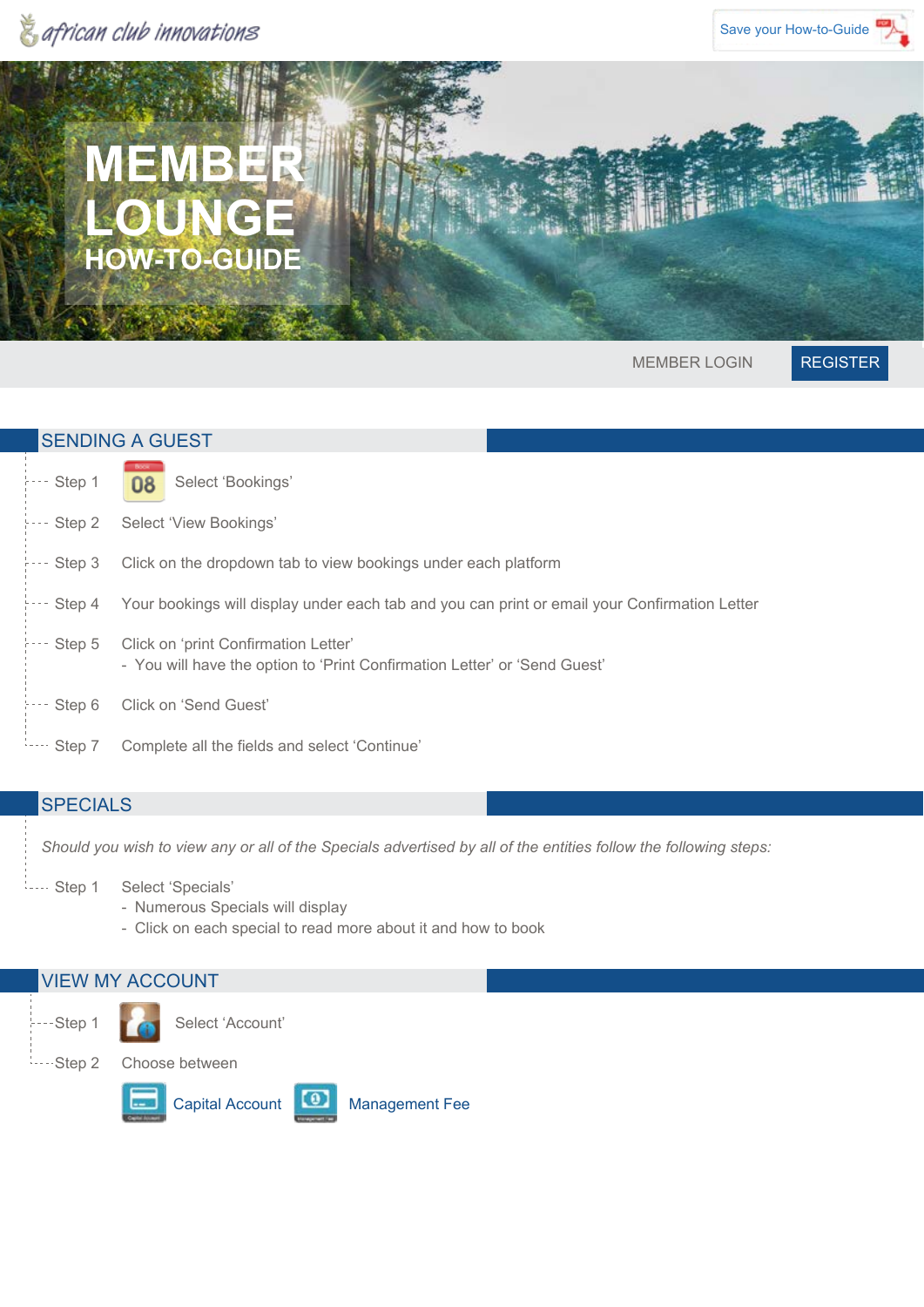african club innovations

Save your How-to-Guide

# MEMBER LOUNGE
## HOW-TO-GUIDE

MEMBER LOGIN REGISTER

## SENDING A GUEST

- Step 1 Select 'Bookings'
- Step 2 Select 'View Bookings'
- Step 3 Click on the dropdown tab to view bookings under each platform
- Step 4 Your bookings will display under each tab and you can print or email your Confirmation Letter
- Step 5 Click on 'print Confirmation Letter'
  - You will have the option to 'Print Confirmation Letter' or 'Send Guest'
- Step 6 Click on 'Send Guest'
- Step 7 Complete all the fields and select 'Continue'

## SPECIALS

*Should you wish to view any or all of the Specials advertised by all of the entities follow the following steps:*

- Step 1 Select 'Specials'
  - Numerous Specials will display
  - Click on each special to read more about it and how to book

## VIEW MY ACCOUNT

- Step 1 Select 'Account'
- Step 2 Choose between

  Capital Account Management Fee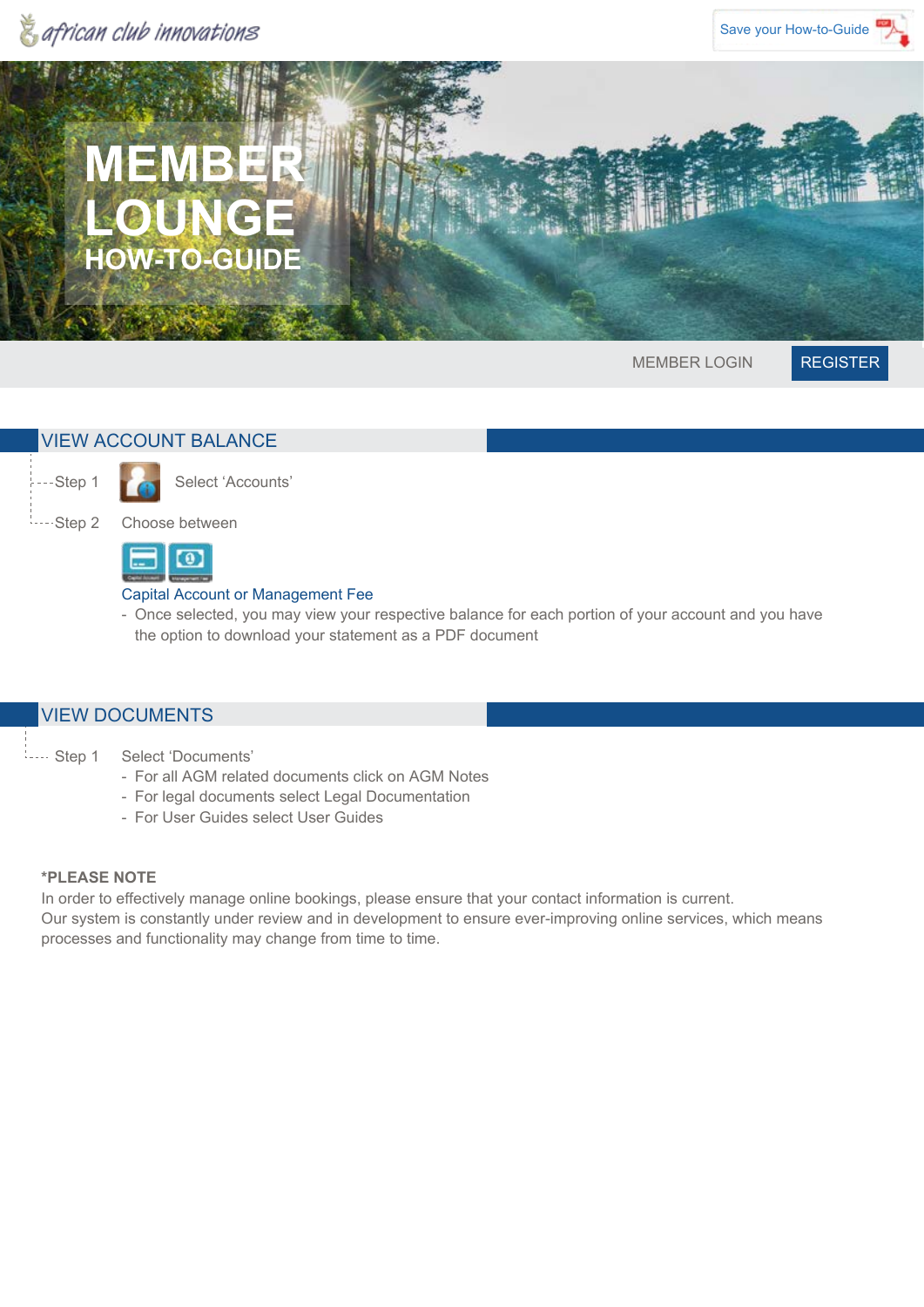african club innovations

Save your How-to-Guide

# MEMBER LOUNGE
## HOW-TO-GUIDE

MEMBER LOGIN

REGISTER

## VIEW ACCOUNT BALANCE

Step 1 Select 'Accounts'

Step 2 Choose between

Capital Account or Management Fee

- Once selected, you may view your respective balance for each portion of your account and you have the option to download your statement as a PDF document

## VIEW DOCUMENTS

Step 1 Select 'Documents'

- For all AGM related documents click on AGM Notes
- For legal documents select Legal Documentation
- For User Guides select User Guides

**\*PLEASE NOTE**

In order to effectively manage online bookings, please ensure that your contact information is current.
Our system is constantly under review and in development to ensure ever-improving online services, which means processes and functionality may change from time to time.